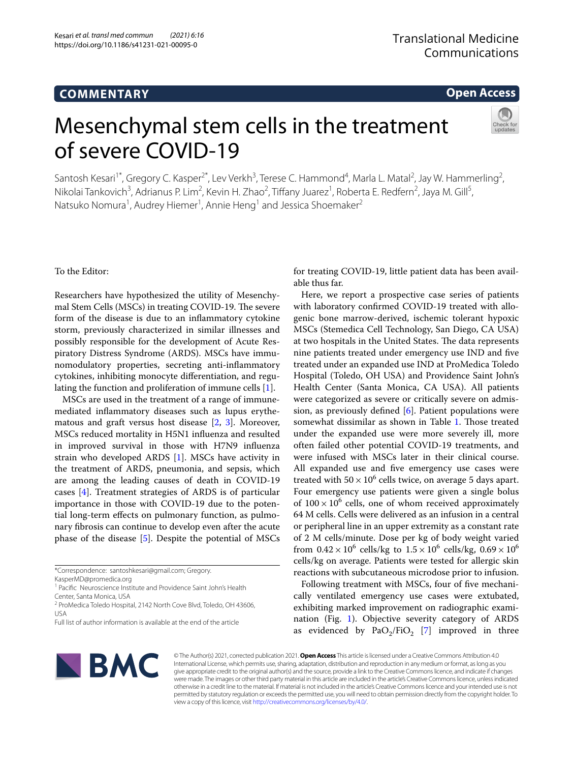**COMMENTARY**

**Open Access**

# Mesenchymal stem cells in the treatment of severe COVID-19

Santosh Kesari[1*], Gregory C. Kasper[2*], Lev Verkh[3], Terese C. Hammond[4], Marla L. Matal[2], Jay W. Hammerling[2], Nikolai Tankovich[3], Adrianus P. Lim[2], Kevin H. Zhao[2], Tiffany Juarez[1], Roberta E. Redfern[2], Jaya M. Gill[5], Natsuko Nomura[1], Audrey Hiemer[1], Annie Heng[1] and Jessica Shoemaker[2]

To the Editor:

Researchers have hypothesized the utility of Mesenchymal Stem Cells (MSCs) in treating COVID-19. The severe form of the disease is due to an inflammatory cytokine storm, previously characterized in similar illnesses and possibly responsible for the development of Acute Respiratory Distress Syndrome (ARDS). MSCs have immunomodulatory properties, secreting anti-inflammatory cytokines, inhibiting monocyte differentiation, and regulating the function and proliferation of immune cells [1].

MSCs are used in the treatment of a range of immune-mediated inflammatory diseases such as lupus erythematous and graft versus host disease [2, 3]. Moreover, MSCs reduced mortality in H5N1 influenza and resulted in improved survival in those with H7N9 influenza strain who developed ARDS [1]. MSCs have activity in the treatment of ARDS, pneumonia, and sepsis, which are among the leading causes of death in COVID-19 cases [4]. Treatment strategies of ARDS is of particular importance in those with COVID-19 due to the potential long-term effects on pulmonary function, as pulmonary fibrosis can continue to develop even after the acute phase of the disease [5]. Despite the potential of MSCs for treating COVID-19, little patient data has been available thus far.

Here, we report a prospective case series of patients with laboratory confirmed COVID-19 treated with allogenic bone marrow-derived, ischemic tolerant hypoxic MSCs (Stemedica Cell Technology, San Diego, CA USA) at two hospitals in the United States. The data represents nine patients treated under emergency use IND and five treated under an expanded use IND at ProMedica Toledo Hospital (Toledo, OH USA) and Providence Saint John's Health Center (Santa Monica, CA USA). All patients were categorized as severe or critically severe on admission, as previously defined [6]. Patient populations were somewhat dissimilar as shown in Table 1. Those treated under the expanded use were more severely ill, more often failed other potential COVID-19 treatments, and were infused with MSCs later in their clinical course. All expanded use and five emergency use cases were treated with $50 \times 10^6$ cells twice, on average 5 days apart. Four emergency use patients were given a single bolus of $100 \times 10^6$ cells, one of whom received approximately 64 M cells. Cells were delivered as an infusion in a central or peripheral line in an upper extremity as a constant rate of 2 M cells/minute. Dose per kg of body weight varied from $0.42 \times 10^6$ cells/kg to $1.5 \times 10^6$ cells/kg, $0.69 \times 10^6$ cells/kg on average. Patients were tested for allergic skin reactions with subcutaneous microdose prior to infusion.

Following treatment with MSCs, four of five mechanically ventilated emergency use cases were extubated, exhibiting marked improvement on radiographic examination (Fig. 1). Objective severity category of ARDS as evidenced by $PaO_2/FiO_2$ [7] improved in three

*Correspondence: santoshkesari@gmail.com; Gregory.KasperMD@promedica.org
[1] Pacific Neuroscience Institute and Providence Saint John's Health Center, Santa Monica, USA
[2] ProMedica Toledo Hospital, 2142 North Cove Blvd, Toledo, OH 43606, USA
Full list of author information is available at the end of the article

© The Author(s) 2021, corrected publication 2021. **Open Access** This article is licensed under a Creative Commons Attribution 4.0 International License, which permits use, sharing, adaptation, distribution and reproduction in any medium or format, as long as you give appropriate credit to the original author(s) and the source, provide a link to the Creative Commons licence, and indicate if changes were made. The images or other third party material in this article are included in the article's Creative Commons licence, unless indicated otherwise in a credit line to the material. If material is not included in the article's Creative Commons licence and your intended use is not permitted by statutory regulation or exceeds the permitted use, you will need to obtain permission directly from the copyright holder. To view a copy of this licence, visit http://creativecommons.org/licenses/by/4.0/.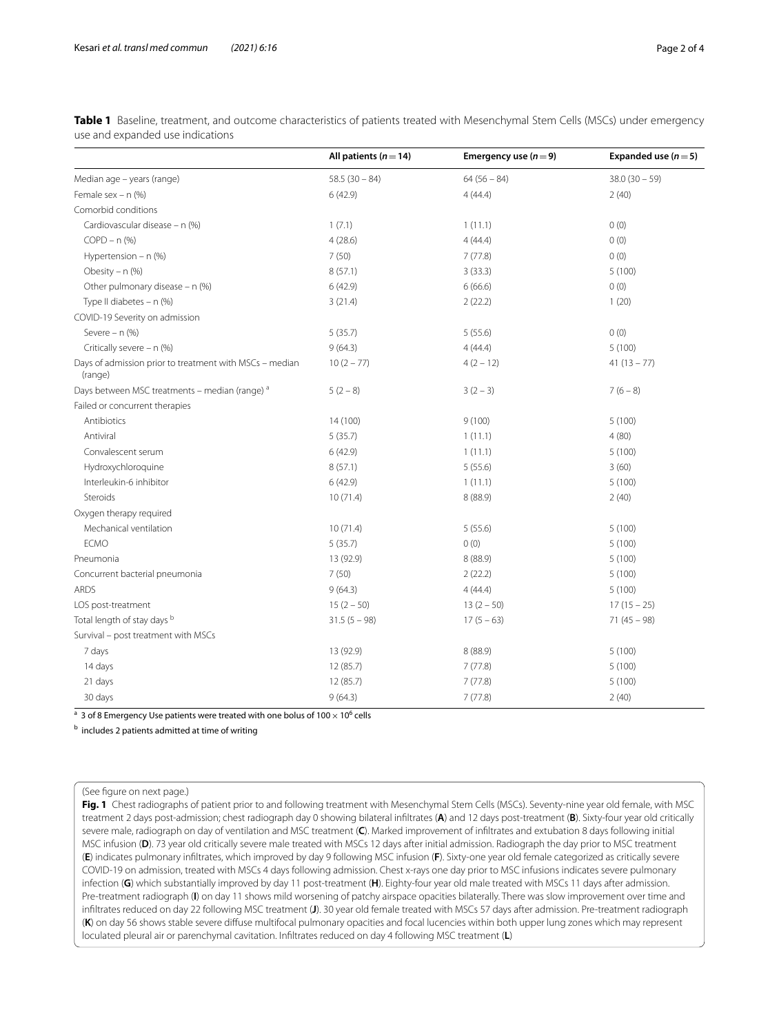**Table 1** Baseline, treatment, and outcome characteristics of patients treated with Mesenchymal Stem Cells (MSCs) under emergency use and expanded use indications

| | All patients ($n = 14$) | Emergency use ($n = 9$) | Expanded use ($n = 5$) |
|---|---|---|---|
| Median age – years (range) | 58.5 (30 – 84) | 64 (56 – 84) | 38.0 (30 – 59) |
| Female sex – n (%) | 6 (42.9) | 4 (44.4) | 2 (40) |
| Comorbid conditions | | | |
| Cardiovascular disease – n (%) | 1 (7.1) | 1 (11.1) | 0 (0) |
| COPD – n (%) | 4 (28.6) | 4 (44.4) | 0 (0) |
| Hypertension – n (%) | 7 (50) | 7 (77.8) | 0 (0) |
| Obesity – n (%) | 8 (57.1) | 3 (33.3) | 5 (100) |
| Other pulmonary disease – n (%) | 6 (42.9) | 6 (66.6) | 0 (0) |
| Type II diabetes – n (%) | 3 (21.4) | 2 (22.2) | 1 (20) |
| COVID-19 Severity on admission | | | |
| Severe – n (%) | 5 (35.7) | 5 (55.6) | 0 (0) |
| Critically severe – n (%) | 9 (64.3) | 4 (44.4) | 5 (100) |
| Days of admission prior to treatment with MSCs – median (range) | 10 (2 – 77) | 4 (2 – 12) | 41 (13 – 77) |
| Days between MSC treatments – median (range) [a] | 5 (2 – 8) | 3 (2 – 3) | 7 (6 – 8) |
| Failed or concurrent therapies | | | |
| Antibiotics | 14 (100) | 9 (100) | 5 (100) |
| Antiviral | 5 (35.7) | 1 (11.1) | 4 (80) |
| Convalescent serum | 6 (42.9) | 1 (11.1) | 5 (100) |
| Hydroxychloroquine | 8 (57.1) | 5 (55.6) | 3 (60) |
| Interleukin-6 inhibitor | 6 (42.9) | 1 (11.1) | 5 (100) |
| Steroids | 10 (71.4) | 8 (88.9) | 2 (40) |
| Oxygen therapy required | | | |
| Mechanical ventilation | 10 (71.4) | 5 (55.6) | 5 (100) |
| ECMO | 5 (35.7) | 0 (0) | 5 (100) |
| Pneumonia | 13 (92.9) | 8 (88.9) | 5 (100) |
| Concurrent bacterial pneumonia | 7 (50) | 2 (22.2) | 5 (100) |
| ARDS | 9 (64.3) | 4 (44.4) | 5 (100) |
| LOS post-treatment | 15 (2 – 50) | 13 (2 – 50) | 17 (15 – 25) |
| Total length of stay days [b] | 31.5 (5 – 98) | 17 (5 – 63) | 71 (45 – 98) |
| Survival – post treatment with MSCs | | | |
| 7 days | 13 (92.9) | 8 (88.9) | 5 (100) |
| 14 days | 12 (85.7) | 7 (77.8) | 5 (100) |
| 21 days | 12 (85.7) | 7 (77.8) | 5 (100) |
| 30 days | 9 (64.3) | 7 (77.8) | 2 (40) |

[a] 3 of 8 Emergency Use patients were treated with one bolus of $100 \times 10^6$ cells

[b] includes 2 patients admitted at time of writing

(See figure on next page.)

**Fig. 1** Chest radiographs of patient prior to and following treatment with Mesenchymal Stem Cells (MSCs). Seventy-nine year old female, with MSC treatment 2 days post-admission; chest radiograph day 0 showing bilateral infiltrates (**A**) and 12 days post-treatment (**B**). Sixty-four year old critically severe male, radiograph on day of ventilation and MSC treatment (**C**). Marked improvement of infiltrates and extubation 8 days following initial MSC infusion (**D**). 73 year old critically severe male treated with MSCs 12 days after initial admission. Radiograph the day prior to MSC treatment (**E**) indicates pulmonary infiltrates, which improved by day 9 following MSC infusion (**F**). Sixty-one year old female categorized as critically severe COVID-19 on admission, treated with MSCs 4 days following admission. Chest x-rays one day prior to MSC infusions indicates severe pulmonary infection (**G**) which substantially improved by day 11 post-treatment (**H**). Eighty-four year old male treated with MSCs 11 days after admission. Pre-treatment radiograph (**I**) on day 11 shows mild worsening of patchy airspace opacities bilaterally. There was slow improvement over time and infiltrates reduced on day 22 following MSC treatment (**J**). 30 year old female treated with MSCs 57 days after admission. Pre-treatment radiograph (**K**) on day 56 shows stable severe diffuse multifocal pulmonary opacities and focal lucencies within both upper lung zones which may represent loculated pleural air or parenchymal cavitation. Infiltrates reduced on day 4 following MSC treatment (**L**)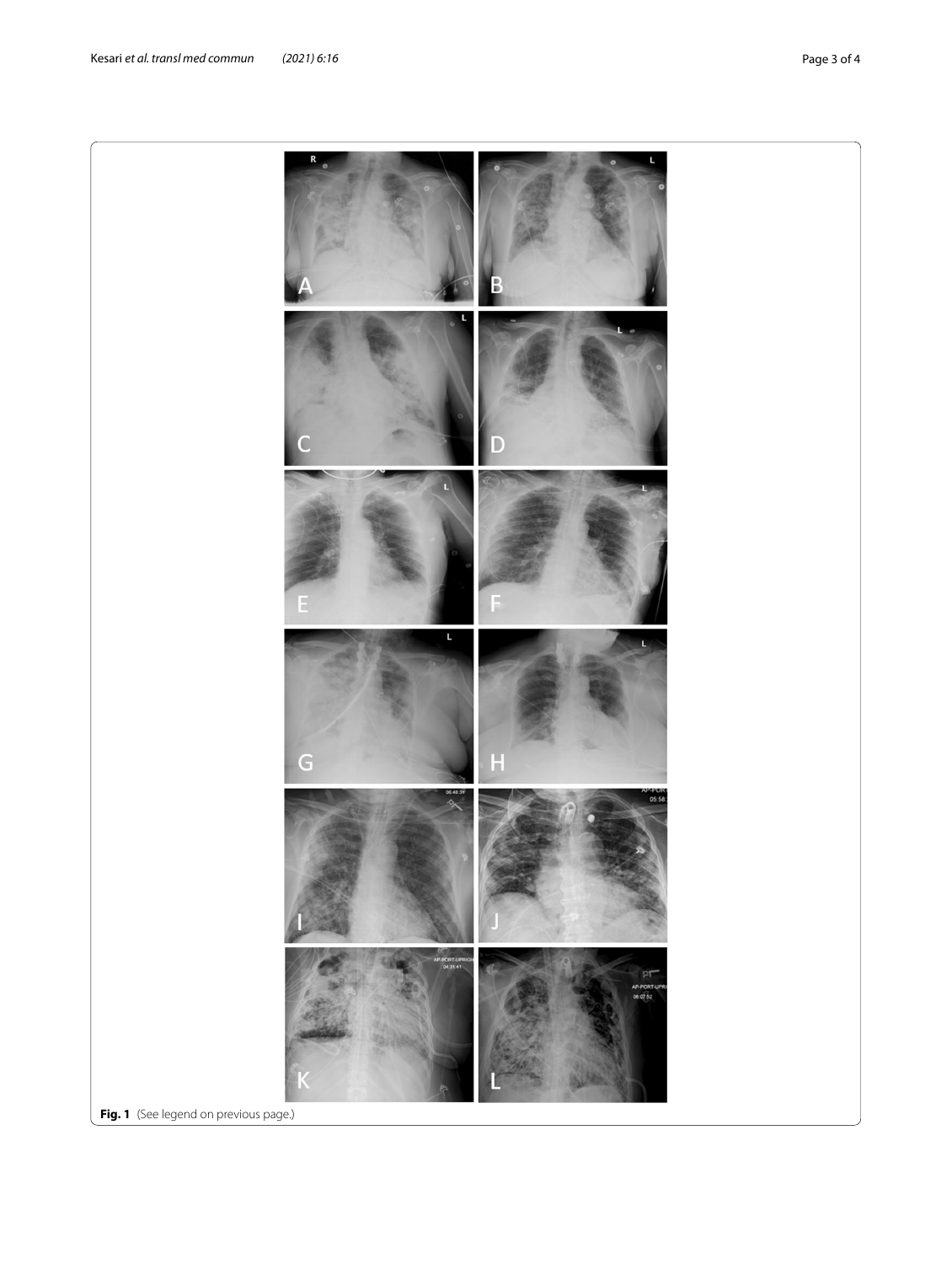**Fig. 1** (See legend on previous page.)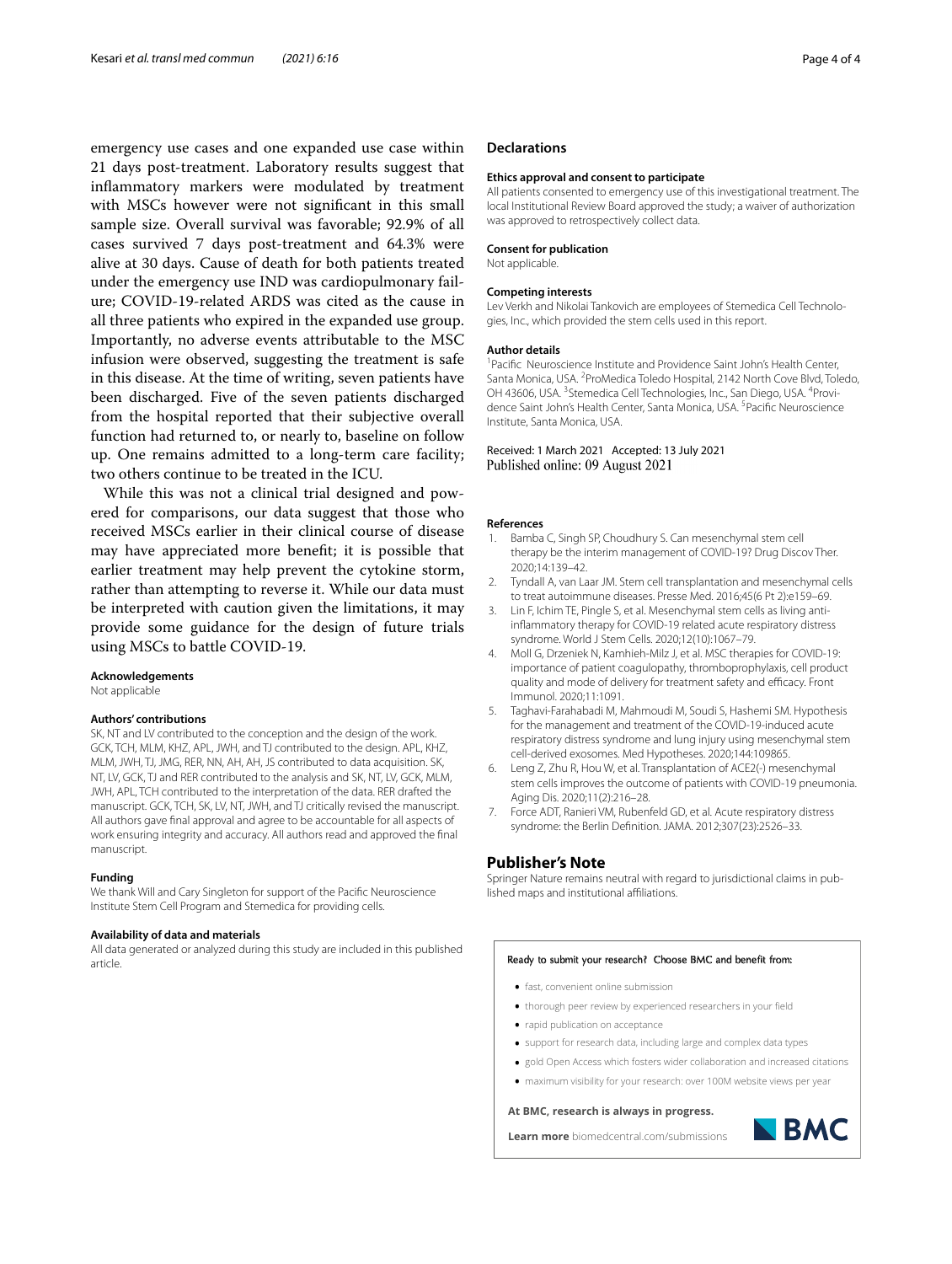emergency use cases and one expanded use case within 21 days post-treatment. Laboratory results suggest that inflammatory markers were modulated by treatment with MSCs however were not significant in this small sample size. Overall survival was favorable; 92.9% of all cases survived 7 days post-treatment and 64.3% were alive at 30 days. Cause of death for both patients treated under the emergency use IND was cardiopulmonary failure; COVID-19-related ARDS was cited as the cause in all three patients who expired in the expanded use group. Importantly, no adverse events attributable to the MSC infusion were observed, suggesting the treatment is safe in this disease. At the time of writing, seven patients have been discharged. Five of the seven patients discharged from the hospital reported that their subjective overall function had returned to, or nearly to, baseline on follow up. One remains admitted to a long-term care facility; two others continue to be treated in the ICU.

While this was not a clinical trial designed and powered for comparisons, our data suggest that those who received MSCs earlier in their clinical course of disease may have appreciated more benefit; it is possible that earlier treatment may help prevent the cytokine storm, rather than attempting to reverse it. While our data must be interpreted with caution given the limitations, it may provide some guidance for the design of future trials using MSCs to battle COVID-19.

#### Acknowledgements
Not applicable

#### Authors' contributions
SK, NT and LV contributed to the conception and the design of the work. GCK, TCH, MLM, KHZ, APL, JWH, and TJ contributed to the design. APL, KHZ, MLM, JWH, TJ, JMG, RER, NN, AH, AH, JS contributed to data acquisition. SK, NT, LV, GCK, TJ and RER contributed to the analysis and SK, NT, LV, GCK, MLM, JWH, APL, TCH contributed to the interpretation of the data. RER drafted the manuscript. GCK, TCH, SK, LV, NT, JWH, and TJ critically revised the manuscript. All authors gave final approval and agree to be accountable for all aspects of work ensuring integrity and accuracy. All authors read and approved the final manuscript.

#### Funding
We thank Will and Cary Singleton for support of the Pacific Neuroscience Institute Stem Cell Program and Stemedica for providing cells.

#### Availability of data and materials
All data generated or analyzed during this study are included in this published article.

## Declarations

#### Ethics approval and consent to participate
All patients consented to emergency use of this investigational treatment. The local Institutional Review Board approved the study; a waiver of authorization was approved to retrospectively collect data.

#### Consent for publication
Not applicable.

#### Competing interests
Lev Verkh and Nikolai Tankovich are employees of Stemedica Cell Technologies, Inc., which provided the stem cells used in this report.

#### Author details
[1]Pacific Neuroscience Institute and Providence Saint John's Health Center, Santa Monica, USA. [2]ProMedica Toledo Hospital, 2142 North Cove Blvd, Toledo, OH 43606, USA. [3]Stemedica Cell Technologies, Inc., San Diego, USA. [4]Providence Saint John's Health Center, Santa Monica, USA. [5]Pacific Neuroscience Institute, Santa Monica, USA.

Received: 1 March 2021 Accepted: 13 July 2021
Published online: 09 August 2021

#### References
1. Bamba C, Singh SP, Choudhury S. Can mesenchymal stem cell therapy be the interim management of COVID-19? Drug Discov Ther. 2020;14:139–42.
2. Tyndall A, van Laar JM. Stem cell transplantation and mesenchymal cells to treat autoimmune diseases. Presse Med. 2016;45(6 Pt 2):e159–69.
3. Lin F, Ichim TE, Pingle S, et al. Mesenchymal stem cells as living anti-inflammatory therapy for COVID-19 related acute respiratory distress syndrome. World J Stem Cells. 2020;12(10):1067–79.
4. Moll G, Drzeniek N, Kamhieh-Milz J, et al. MSC therapies for COVID-19: importance of patient coagulopathy, thromboprophylaxis, cell product quality and mode of delivery for treatment safety and efficacy. Front Immunol. 2020;11:1091.
5. Taghavi-Farahabadi M, Mahmoudi M, Soudi S, Hashemi SM. Hypothesis for the management and treatment of the COVID-19-induced acute respiratory distress syndrome and lung injury using mesenchymal stem cell-derived exosomes. Med Hypotheses. 2020;144:109865.
6. Leng Z, Zhu R, Hou W, et al. Transplantation of ACE2(-) mesenchymal stem cells improves the outcome of patients with COVID-19 pneumonia. Aging Dis. 2020;11(2):216–28.
7. Force ADT, Ranieri VM, Rubenfeld GD, et al. Acute respiratory distress syndrome: the Berlin Definition. JAMA. 2012;307(23):2526–33.

## Publisher's Note
Springer Nature remains neutral with regard to jurisdictional claims in published maps and institutional affiliations.

Ready to submit your research? Choose BMC and benefit from:

- fast, convenient online submission
- thorough peer review by experienced researchers in your field
- rapid publication on acceptance
- support for research data, including large and complex data types
- gold Open Access which fosters wider collaboration and increased citations
- maximum visibility for your research: over 100M website views per year

**At BMC, research is always in progress.**

**Learn more** biomedcentral.com/submissions